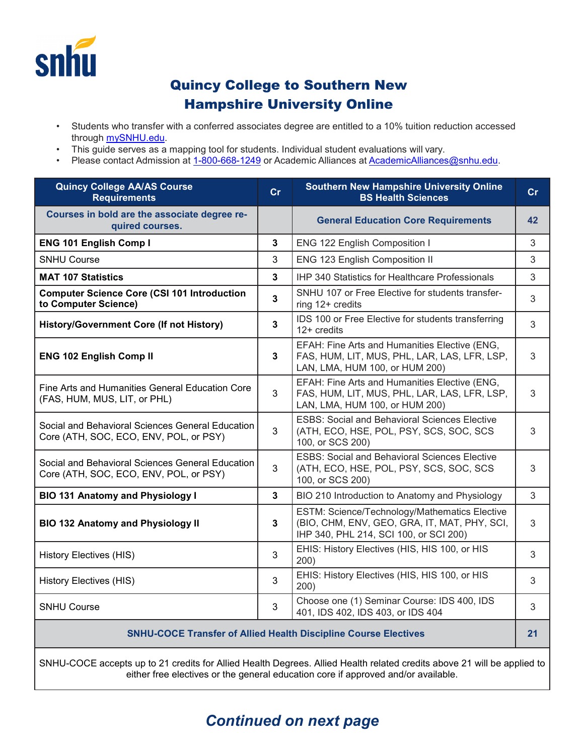# Quincy College to Southern New Hampshire University Online

- Students who transfer with a conferred associates degree are entitled to a 10% tuition reduction accessed through mySNHU.edu.
- This guide serves as a mapping tool for students. Individual student evaluations will vary.
- Please contact Admission at 1-800-668-1249 or Academic Alliances at AcademicAlliances@snhu.edu.

| Quincy College AA/AS Course Requirements | Cr | Southern New Hampshire University Online BS Health Sciences | Cr |
|---|---|---|---|
| Courses in bold are the associate degree required courses. | | General Education Core Requirements | 42 |
| **ENG 101 English Comp I** | **3** | ENG 122 English Composition I | 3 |
| SNHU Course | 3 | ENG 123 English Composition II | 3 |
| **MAT 107 Statistics** | **3** | IHP 340 Statistics for Healthcare Professionals | 3 |
| **Computer Science Core (CSI 101 Introduction to Computer Science)** | **3** | SNHU 107 or Free Elective for students transferring 12+ credits | 3 |
| **History/Government Core (If not History)** | **3** | IDS 100 or Free Elective for students transferring 12+ credits | 3 |
| **ENG 102 English Comp II** | **3** | EFAH: Fine Arts and Humanities Elective (ENG, FAS, HUM, LIT, MUS, PHL, LAR, LAS, LFR, LSP, LAN, LMA, HUM 100, or HUM 200) | 3 |
| Fine Arts and Humanities General Education Core (FAS, HUM, MUS, LIT, or PHL) | 3 | EFAH: Fine Arts and Humanities Elective (ENG, FAS, HUM, LIT, MUS, PHL, LAR, LAS, LFR, LSP, LAN, LMA, HUM 100, or HUM 200) | 3 |
| Social and Behavioral Sciences General Education Core (ATH, SOC, ECO, ENV, POL, or PSY) | 3 | ESBS: Social and Behavioral Sciences Elective (ATH, ECO, HSE, POL, PSY, SCS, SOC, SCS 100, or SCS 200) | 3 |
| Social and Behavioral Sciences General Education Core (ATH, SOC, ECO, ENV, POL, or PSY) | 3 | ESBS: Social and Behavioral Sciences Elective (ATH, ECO, HSE, POL, PSY, SCS, SOC, SCS 100, or SCS 200) | 3 |
| **BIO 131 Anatomy and Physiology I** | **3** | BIO 210 Introduction to Anatomy and Physiology | 3 |
| **BIO 132 Anatomy and Physiology II** | **3** | ESTM: Science/Technology/Mathematics Elective (BIO, CHM, ENV, GEO, GRA, IT, MAT, PHY, SCI, IHP 340, PHL 214, SCI 100, or SCI 200) | 3 |
| History Electives (HIS) | 3 | EHIS: History Electives (HIS, HIS 100, or HIS 200) | 3 |
| History Electives (HIS) | 3 | EHIS: History Electives (HIS, HIS 100, or HIS 200) | 3 |
| SNHU Course | 3 | Choose one (1) Seminar Course: IDS 400, IDS 401, IDS 402, IDS 403, or IDS 404 | 3 |
| SNHU-COCE Transfer of Allied Health Discipline Course Electives | | | 21 |
| SNHU-COCE accepts up to 21 credits for Allied Health Degrees. Allied Health related credits above 21 will be applied to either free electives or the general education core if approved and/or available. | | | |

***Continued on next page***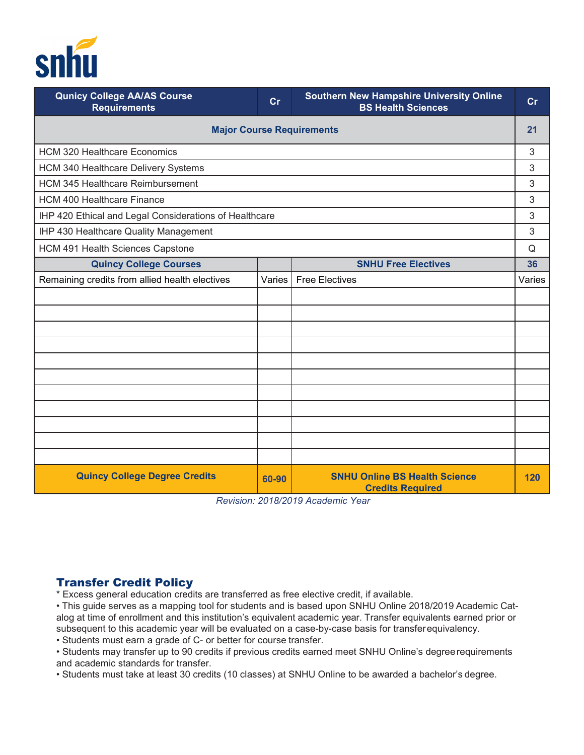| Qunicy College AA/AS Course Requirements | Cr | Southern New Hampshire University Online BS Health Sciences | Cr |
|---|---|---|---|
| Major Course Requirements | | | 21 |
| HCM 320 Healthcare Economics | | | 3 |
| HCM 340 Healthcare Delivery Systems | | | 3 |
| HCM 345 Healthcare Reimbursement | | | 3 |
| HCM 400 Healthcare Finance | | | 3 |
| IHP 420 Ethical and Legal Considerations of Healthcare | | | 3 |
| IHP 430 Healthcare Quality Management | | | 3 |
| HCM 491 Health Sciences Capstone | | | Q |
| **Quincy College Courses** | | **SNHU Free Electives** | **36** |
| Remaining credits from allied health electives | Varies | Free Electives | Varies |
| | | | |
| | | | |
| | | | |
| | | | |
| | | | |
| | | | |
| | | | |
| | | | |
| | | | |
| | | | |
| | | | |
| **Quincy College Degree Credits** | **60-90** | **SNHU Online BS Health Science Credits Required** | **120** |

*Revision: 2018/2019 Academic Year*

## Transfer Credit Policy

* Excess general education credits are transferred as free elective credit, if available.
- This guide serves as a mapping tool for students and is based upon SNHU Online 2018/2019 Academic Catalog at time of enrollment and this institution's equivalent academic year. Transfer equivalents earned prior or subsequent to this academic year will be evaluated on a case-by-case basis for transfer equivalency.
- Students must earn a grade of C- or better for course transfer.
- Students may transfer up to 90 credits if previous credits earned meet SNHU Online's degree requirements and academic standards for transfer.
- Students must take at least 30 credits (10 classes) at SNHU Online to be awarded a bachelor's degree.